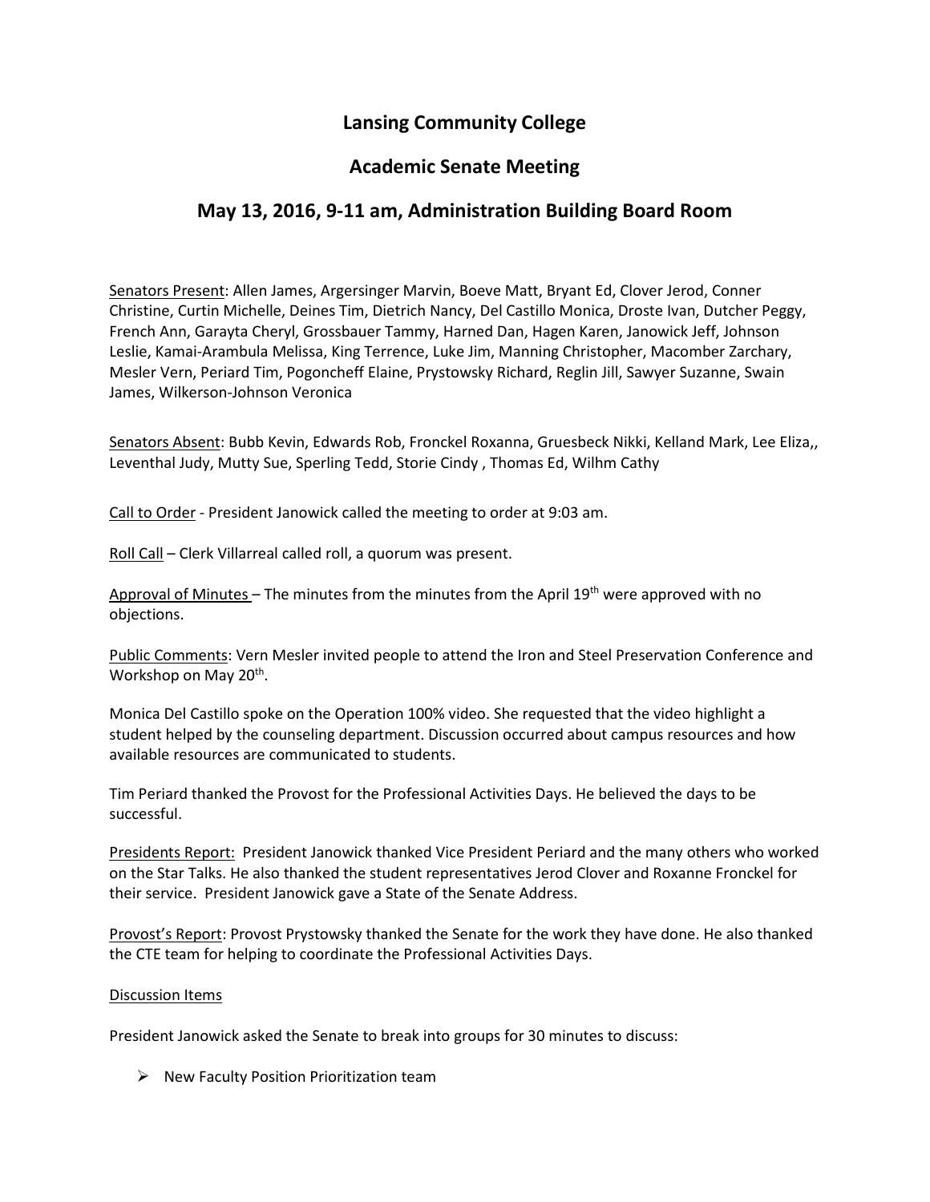# Lansing Community College

## Academic Senate Meeting

## May 13, 2016, 9-11 am, Administration Building Board Room

Senators Present: Allen James, Argersinger Marvin, Boeve Matt, Bryant Ed, Clover Jerod, Conner Christine, Curtin Michelle, Deines Tim, Dietrich Nancy, Del Castillo Monica, Droste Ivan, Dutcher Peggy, French Ann, Garayta Cheryl, Grossbauer Tammy, Harned Dan, Hagen Karen, Janowick Jeff, Johnson Leslie, Kamai-Arambula Melissa, King Terrence, Luke Jim, Manning Christopher, Macomber Zarchary, Mesler Vern, Periard Tim, Pogoncheff Elaine, Prystowsky Richard, Reglin Jill, Sawyer Suzanne, Swain James, Wilkerson-Johnson Veronica

Senators Absent: Bubb Kevin, Edwards Rob, Fronckel Roxanna, Gruesbeck Nikki, Kelland Mark, Lee Eliza,, Leventhal Judy, Mutty Sue, Sperling Tedd, Storie Cindy , Thomas Ed, Wilhm Cathy

Call to Order - President Janowick called the meeting to order at 9:03 am.

Roll Call – Clerk Villarreal called roll, a quorum was present.

Approval of Minutes – The minutes from the minutes from the April 19th were approved with no objections.

Public Comments: Vern Mesler invited people to attend the Iron and Steel Preservation Conference and Workshop on May 20th.

Monica Del Castillo spoke on the Operation 100% video. She requested that the video highlight a student helped by the counseling department. Discussion occurred about campus resources and how available resources are communicated to students.

Tim Periard thanked the Provost for the Professional Activities Days. He believed the days to be successful.

Presidents Report: President Janowick thanked Vice President Periard and the many others who worked on the Star Talks. He also thanked the student representatives Jerod Clover and Roxanne Fronckel for their service. President Janowick gave a State of the Senate Address.

Provost's Report: Provost Prystowsky thanked the Senate for the work they have done. He also thanked the CTE team for helping to coordinate the Professional Activities Days.

Discussion Items

President Janowick asked the Senate to break into groups for 30 minutes to discuss:

- New Faculty Position Prioritization team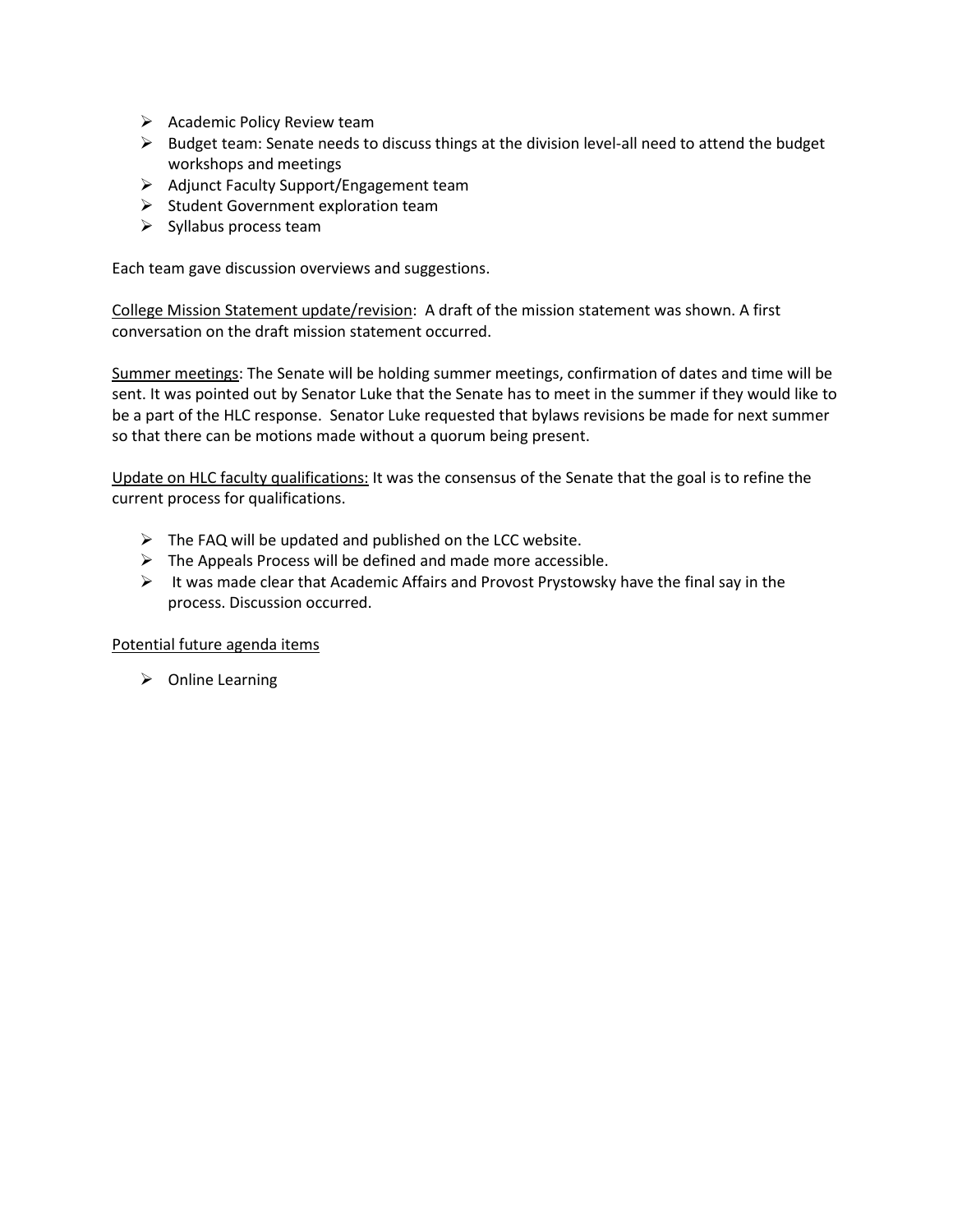- Academic Policy Review team
- Budget team: Senate needs to discuss things at the division level-all need to attend the budget workshops and meetings
- Adjunct Faculty Support/Engagement team
- Student Government exploration team
- Syllabus process team

Each team gave discussion overviews and suggestions.

<u>College Mission Statement update/revision</u>: A draft of the mission statement was shown. A first conversation on the draft mission statement occurred.

<u>Summer meetings</u>: The Senate will be holding summer meetings, confirmation of dates and time will be sent. It was pointed out by Senator Luke that the Senate has to meet in the summer if they would like to be a part of the HLC response. Senator Luke requested that bylaws revisions be made for next summer so that there can be motions made without a quorum being present.

<u>Update on HLC faculty qualifications:</u> It was the consensus of the Senate that the goal is to refine the current process for qualifications.

- The FAQ will be updated and published on the LCC website.
- The Appeals Process will be defined and made more accessible.
- It was made clear that Academic Affairs and Provost Prystowsky have the final say in the process. Discussion occurred.

<u>Potential future agenda items</u>

- Online Learning